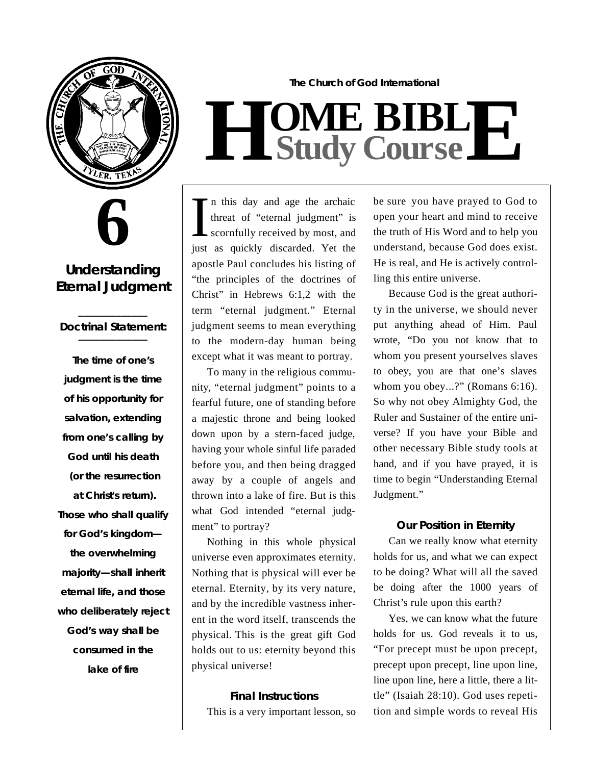The Church of God International

# HOME BIBLE Study Course

# 6

## Understanding Eternal Judgment

**Doctrinal Statement:**

**The time of one's judgment is the time of his opportunity for salvation, extending from one's calling by God until his death (or the resurrection at Christ's return). Those who shall qualify for God's kingdom—the overwhelming majority—shall inherit eternal life, and those who deliberately reject God's way shall be consumed in the lake of fire**

In this day and age the archaic threat of "eternal judgment" is scornfully received by most, and just as quickly discarded. Yet the apostle Paul concludes his listing of "the principles of the doctrines of Christ" in Hebrews 6:1,2 with the term "eternal judgment." Eternal judgment seems to mean everything to the modern-day human being except what it was meant to portray.

To many in the religious community, "eternal judgment" points to a fearful future, one of standing before a majestic throne and being looked down upon by a stern-faced judge, having your whole sinful life paraded before you, and then being dragged away by a couple of angels and thrown into a lake of fire. But is this what God intended "eternal judgment" to portray?

Nothing in this whole physical universe even approximates eternity. Nothing that is physical will ever be eternal. Eternity, by its very nature, and by the incredible vastness inherent in the word itself, transcends the physical. This is the great gift God holds out to us: eternity beyond this physical universe!

### Final Instructions

This is a very important lesson, so be sure you have prayed to God to open your heart and mind to receive the truth of His Word and to help you understand, because God does exist. He is real, and He is actively controlling this entire universe.

Because God is the great authority in the universe, we should never put anything ahead of Him. Paul wrote, "Do you not know that to whom you present yourselves slaves to obey, you are that one's slaves whom you obey...?" (Romans 6:16). So why not obey Almighty God, the Ruler and Sustainer of the entire universe? If you have your Bible and other necessary Bible study tools at hand, and if you have prayed, it is time to begin "Understanding Eternal Judgment."

### Our Position in Eternity

Can we really know what eternity holds for us, and what we can expect to be doing? What will all the saved be doing after the 1000 years of Christ's rule upon this earth?

Yes, we can know what the future holds for us. God reveals it to us, "For precept must be upon precept, precept upon precept, line upon line, line upon line, here a little, there a little" (Isaiah 28:10). God uses repetition and simple words to reveal His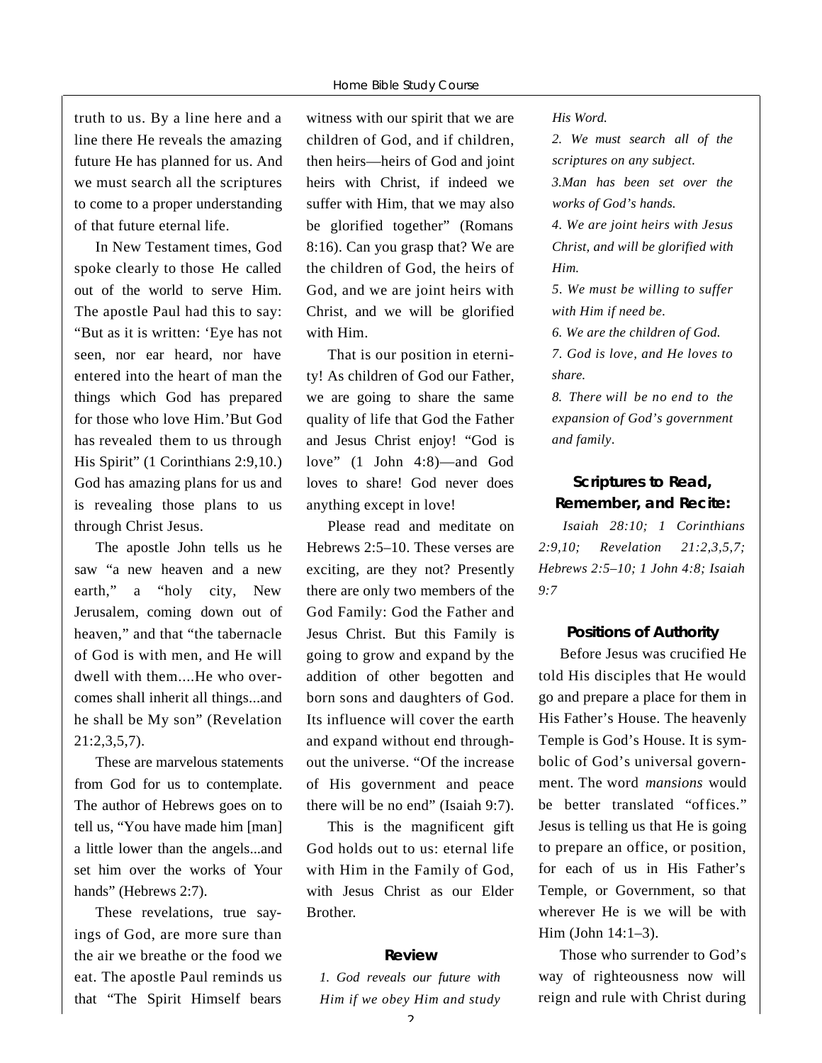truth to us. By a line here and a line there He reveals the amazing future He has planned for us. And we must search all the scriptures to come to a proper understanding of that future eternal life.

In New Testament times, God spoke clearly to those He called out of the world to serve Him. The apostle Paul had this to say: "But as it is written: 'Eye has not seen, nor ear heard, nor have entered into the heart of man the things which God has prepared for those who love Him.'But God has revealed them to us through His Spirit" (1 Corinthians 2:9,10.) God has amazing plans for us and is revealing those plans to us through Christ Jesus.

The apostle John tells us he saw "a new heaven and a new earth," a "holy city, New Jerusalem, coming down out of heaven," and that "the tabernacle of God is with men, and He will dwell with them....He who overcomes shall inherit all things...and he shall be My son" (Revelation 21:2,3,5,7).

These are marvelous statements from God for us to contemplate. The author of Hebrews goes on to tell us, "You have made him [man] a little lower than the angels...and set him over the works of Your hands" (Hebrews 2:7).

These revelations, true sayings of God, are more sure than the air we breathe or the food we eat. The apostle Paul reminds us that "The Spirit Himself bears witness with our spirit that we are children of God, and if children, then heirs—heirs of God and joint heirs with Christ, if indeed we suffer with Him, that we may also be glorified together" (Romans 8:16). Can you grasp that? We are the children of God, the heirs of God, and we are joint heirs with Christ, and we will be glorified with Him.

That is our position in eternity! As children of God our Father, we are going to share the same quality of life that God the Father and Jesus Christ enjoy! "God is love" (1 John 4:8)—and God loves to share! God never does anything except in love!

Please read and meditate on Hebrews 2:5–10. These verses are exciting, are they not? Presently there are only two members of the God Family: God the Father and Jesus Christ. But this Family is going to grow and expand by the addition of other begotten and born sons and daughters of God. Its influence will cover the earth and expand without end throughout the universe. "Of the increase of His government and peace there will be no end" (Isaiah 9:7).

This is the magnificent gift God holds out to us: eternal life with Him in the Family of God, with Jesus Christ as our Elder Brother.

### Review

*1. God reveals our future with Him if we obey Him and study His Word.*

*2. We must search all of the scriptures on any subject.*

*3.Man has been set over the works of God's hands.*

*4. We are joint heirs with Jesus Christ, and will be glorified with Him.*

*5. We must be willing to suffer with Him if need be.*

*6. We are the children of God.*

*7. God is love, and He loves to share.*

*8. There will be no end to the expansion of God's government and family.*

### Scriptures to Read, Remember, and Recite:

*Isaiah 28:10; 1 Corinthians 2:9,10; Revelation 21:2,3,5,7; Hebrews 2:5–10; 1 John 4:8; Isaiah 9:7*

### Positions of Authority

Before Jesus was crucified He told His disciples that He would go and prepare a place for them in His Father's House. The heavenly Temple is God's House. It is symbolic of God's universal government. The word *mansions* would be better translated "offices." Jesus is telling us that He is going to prepare an office, or position, for each of us in His Father's Temple, or Government, so that wherever He is we will be with Him (John 14:1–3).

Those who surrender to God's way of righteousness now will reign and rule with Christ during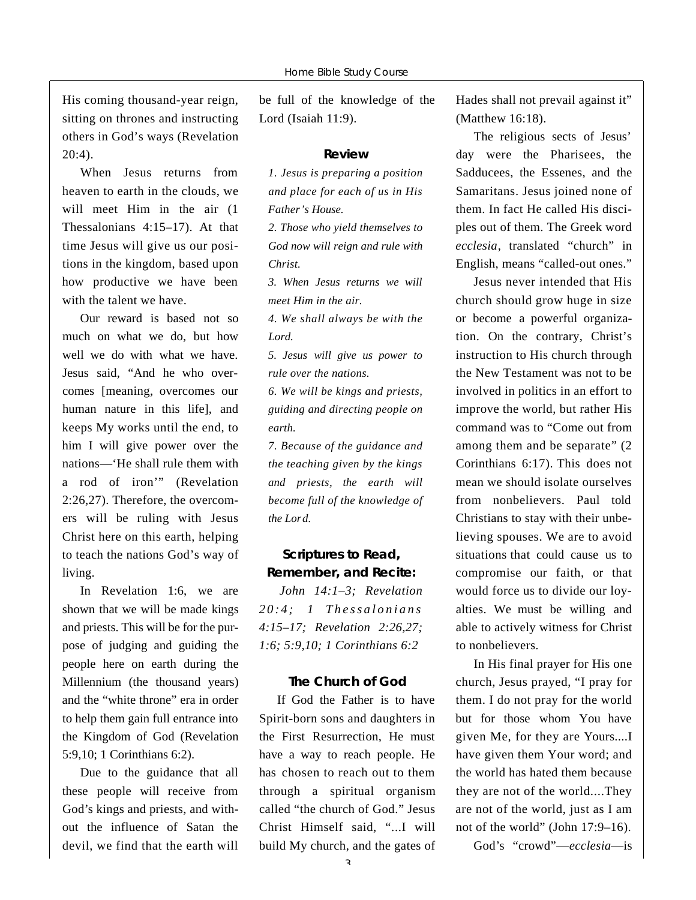His coming thousand-year reign, sitting on thrones and instructing others in God's ways (Revelation 20:4).

When Jesus returns from heaven to earth in the clouds, we will meet Him in the air (1 Thessalonians 4:15–17). At that time Jesus will give us our positions in the kingdom, based upon how productive we have been with the talent we have.

Our reward is based not so much on what we do, but how well we do with what we have. Jesus said, "And he who overcomes [meaning, overcomes our human nature in this life], and keeps My works until the end, to him I will give power over the nations—'He shall rule them with a rod of iron'" (Revelation 2:26,27). Therefore, the overcomers will be ruling with Jesus Christ here on this earth, helping to teach the nations God's way of living.

In Revelation 1:6, we are shown that we will be made kings and priests. This will be for the purpose of judging and guiding the people here on earth during the Millennium (the thousand years) and the "white throne" era in order to help them gain full entrance into the Kingdom of God (Revelation 5:9,10; 1 Corinthians 6:2).

Due to the guidance that all these people will receive from God's kings and priests, and without the influence of Satan the devil, we find that the earth will be full of the knowledge of the Lord (Isaiah 11:9).

### Review

*1. Jesus is preparing a position and place for each of us in His Father's House.*

*2. Those who yield themselves to God now will reign and rule with Christ.*

*3. When Jesus returns we will meet Him in the air.*

*4. We shall always be with the Lord.*

*5. Jesus will give us power to rule over the nations.*

*6. We will be kings and priests, guiding and directing people on earth.*

*7. Because of the guidance and the teaching given by the kings and priests, the earth will become full of the knowledge of the Lord.*

### Scriptures to Read, Remember, and Recite:

*John 14:1–3; Revelation 20:4; 1 Thessalonians 4:15–17; Revelation 2:26,27; 1:6; 5:9,10; 1 Corinthians 6:2*

### The Church of God

If God the Father is to have Spirit-born sons and daughters in the First Resurrection, He must have a way to reach people. He has chosen to reach out to them through a spiritual organism called "the church of God." Jesus Christ Himself said, "...I will build My church, and the gates of Hades shall not prevail against it" (Matthew 16:18).

The religious sects of Jesus' day were the Pharisees, the Sadducees, the Essenes, and the Samaritans. Jesus joined none of them. In fact He called His disciples out of them. The Greek word *ecclesia*, translated "church" in English, means "called-out ones."

Jesus never intended that His church should grow huge in size or become a powerful organization. On the contrary, Christ's instruction to His church through the New Testament was not to be involved in politics in an effort to improve the world, but rather His command was to "Come out from among them and be separate" (2 Corinthians 6:17). This does not mean we should isolate ourselves from nonbelievers. Paul told Christians to stay with their unbelieving spouses. We are to avoid situations that could cause us to compromise our faith, or that would force us to divide our loyalties. We must be willing and able to actively witness for Christ to nonbelievers.

In His final prayer for His one church, Jesus prayed, "I pray for them. I do not pray for the world but for those whom You have given Me, for they are Yours....I have given them Your word; and the world has hated them because they are not of the world....They are not of the world, just as I am not of the world" (John 17:9–16).

God's "crowd"—*ecclesia*—is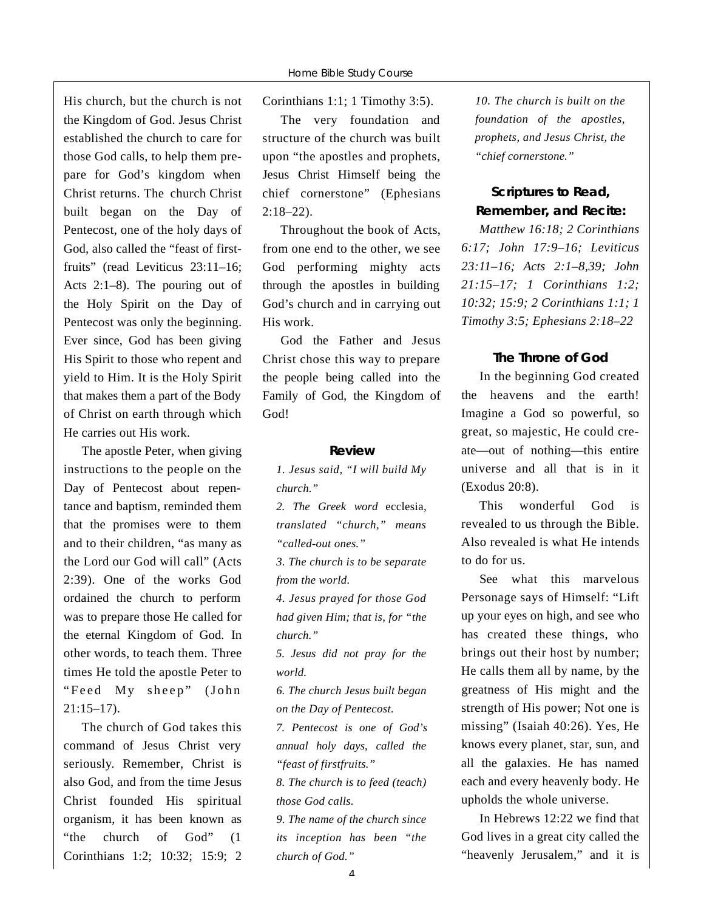His church, but the church is not the Kingdom of God. Jesus Christ established the church to care for those God calls, to help them prepare for God's kingdom when Christ returns. The church Christ built began on the Day of Pentecost, one of the holy days of God, also called the "feast of firstfruits" (read Leviticus 23:11–16; Acts 2:1–8). The pouring out of the Holy Spirit on the Day of Pentecost was only the beginning. Ever since, God has been giving His Spirit to those who repent and yield to Him. It is the Holy Spirit that makes them a part of the Body of Christ on earth through which He carries out His work.

The apostle Peter, when giving instructions to the people on the Day of Pentecost about repentance and baptism, reminded them that the promises were to them and to their children, "as many as the Lord our God will call" (Acts 2:39). One of the works God ordained the church to perform was to prepare those He called for the eternal Kingdom of God. In other words, to teach them. Three times He told the apostle Peter to "Feed My sheep" (John 21:15–17).

The church of God takes this command of Jesus Christ very seriously. Remember, Christ is also God, and from the time Jesus Christ founded His spiritual organism, it has been known as "the church of God" (1 Corinthians 1:2; 10:32; 15:9; 2 Corinthians 1:1; 1 Timothy 3:5).

The very foundation and structure of the church was built upon "the apostles and prophets, Jesus Christ Himself being the chief cornerstone" (Ephesians 2:18–22).

Throughout the book of Acts, from one end to the other, we see God performing mighty acts through the apostles in building God's church and in carrying out His work.

God the Father and Jesus Christ chose this way to prepare the people being called into the Family of God, the Kingdom of God!

### Review

*1. Jesus said, "I will build My church."*

*2. The Greek word* ecclesia, *translated "church," means "called-out ones."*

*3. The church is to be separate from the world.*

*4. Jesus prayed for those God had given Him; that is, for "the church."*

*5. Jesus did not pray for the world.*

*6. The church Jesus built began on the Day of Pentecost.*

*7. Pentecost is one of God's annual holy days, called the "feast of firstfruits."*

*8. The church is to feed (teach) those God calls.*

*9. The name of the church since its inception has been "the church of God."*

*10. The church is built on the foundation of the apostles, prophets, and Jesus Christ, the "chief cornerstone."*

### Scriptures to Read, Remember, and Recite:

*Matthew 16:18; 2 Corinthians 6:17; John 17:9–16; Leviticus 23:11–16; Acts 2:1–8,39; John 21:15–17; 1 Corinthians 1:2; 10:32; 15:9; 2 Corinthians 1:1; 1 Timothy 3:5; Ephesians 2:18–22*

### The Throne of God

In the beginning God created the heavens and the earth! Imagine a God so powerful, so great, so majestic, He could create—out of nothing—this entire universe and all that is in it (Exodus 20:8).

This wonderful God is revealed to us through the Bible. Also revealed is what He intends to do for us.

See what this marvelous Personage says of Himself: "Lift up your eyes on high, and see who has created these things, who brings out their host by number; He calls them all by name, by the greatness of His might and the strength of His power; Not one is missing" (Isaiah 40:26). Yes, He knows every planet, star, sun, and all the galaxies. He has named each and every heavenly body. He upholds the whole universe.

In Hebrews 12:22 we find that God lives in a great city called the "heavenly Jerusalem," and it is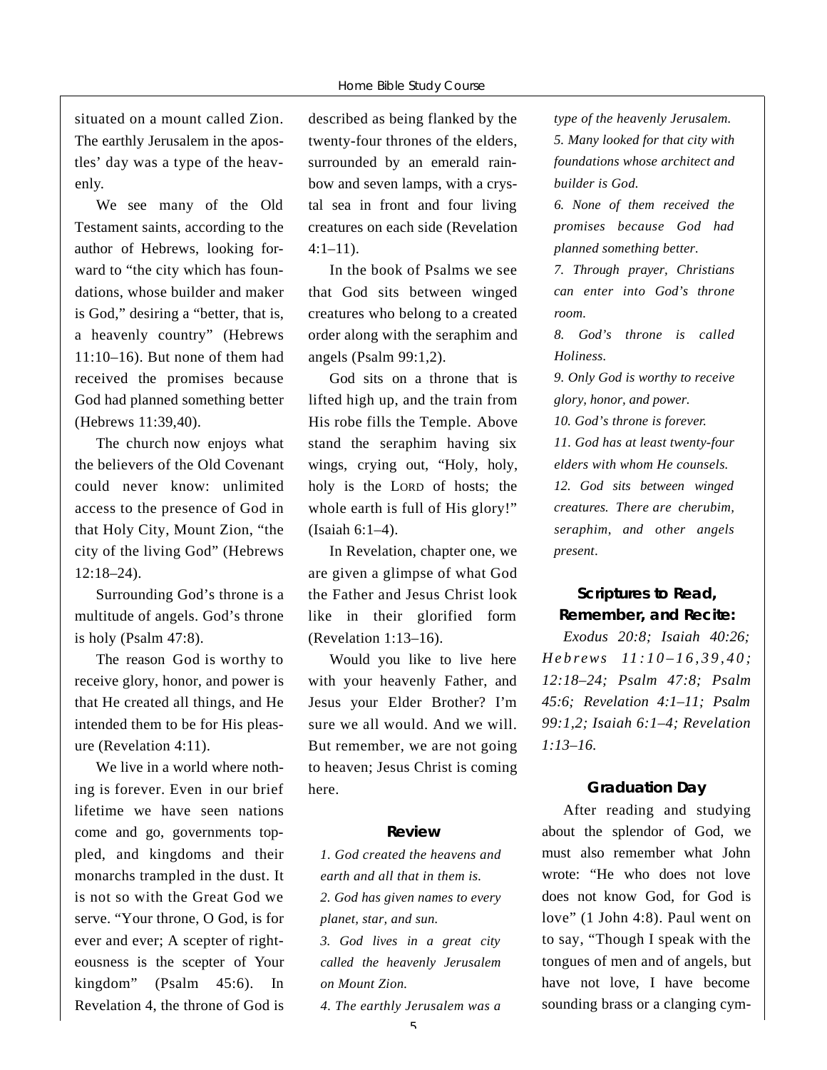situated on a mount called Zion. The earthly Jerusalem in the apostles' day was a type of the heavenly.

We see many of the Old Testament saints, according to the author of Hebrews, looking forward to "the city which has foundations, whose builder and maker is God," desiring a "better, that is, a heavenly country" (Hebrews 11:10–16). But none of them had received the promises because God had planned something better (Hebrews 11:39,40).

The church now enjoys what the believers of the Old Covenant could never know: unlimited access to the presence of God in that Holy City, Mount Zion, "the city of the living God" (Hebrews 12:18–24).

Surrounding God's throne is a multitude of angels. God's throne is holy (Psalm 47:8).

The reason God is worthy to receive glory, honor, and power is that He created all things, and He intended them to be for His pleasure (Revelation 4:11).

We live in a world where nothing is forever. Even in our brief lifetime we have seen nations come and go, governments toppled, and kingdoms and their monarchs trampled in the dust. It is not so with the Great God we serve. "Your throne, O God, is for ever and ever; A scepter of righteousness is the scepter of Your kingdom" (Psalm 45:6). In Revelation 4, the throne of God is described as being flanked by the twenty-four thrones of the elders, surrounded by an emerald rainbow and seven lamps, with a crystal sea in front and four living creatures on each side (Revelation 4:1–11).

In the book of Psalms we see that God sits between winged creatures who belong to a created order along with the seraphim and angels (Psalm 99:1,2).

God sits on a throne that is lifted high up, and the train from His robe fills the Temple. Above stand the seraphim having six wings, crying out, "Holy, holy, holy is the LORD of hosts; the whole earth is full of His glory!" (Isaiah 6:1–4).

In Revelation, chapter one, we are given a glimpse of what God the Father and Jesus Christ look like in their glorified form (Revelation 1:13–16).

Would you like to live here with your heavenly Father, and Jesus your Elder Brother? I'm sure we all would. And we will. But remember, we are not going to heaven; Jesus Christ is coming here.

## Review

*1. God created the heavens and earth and all that in them is.*

*2. God has given names to every planet, star, and sun.*

*3. God lives in a great city called the heavenly Jerusalem on Mount Zion.*

*4. The earthly Jerusalem was a type of the heavenly Jerusalem.*

*5. Many looked for that city with foundations whose architect and builder is God.*

*6. None of them received the promises because God had planned something better.*

*7. Through prayer, Christians can enter into God's throne room.*

*8. God's throne is called Holiness.*

*9. Only God is worthy to receive glory, honor, and power.*

*10. God's throne is forever.*

*11. God has at least twenty-four elders with whom He counsels.*

*12. God sits between winged creatures. There are cherubim, seraphim, and other angels present.*

## Scriptures to Read, Remember, and Recite:

*Exodus 20:8; Isaiah 40:26; Hebrews 11:10–16,39,40; 12:18–24; Psalm 47:8; Psalm 45:6; Revelation 4:1–11; Psalm 99:1,2; Isaiah 6:1–4; Revelation 1:13–16.*

## Graduation Day

After reading and studying about the splendor of God, we must also remember what John wrote: "He who does not love does not know God, for God is love" (1 John 4:8). Paul went on to say, "Though I speak with the tongues of men and of angels, but have not love, I have become sounding brass or a clanging cym-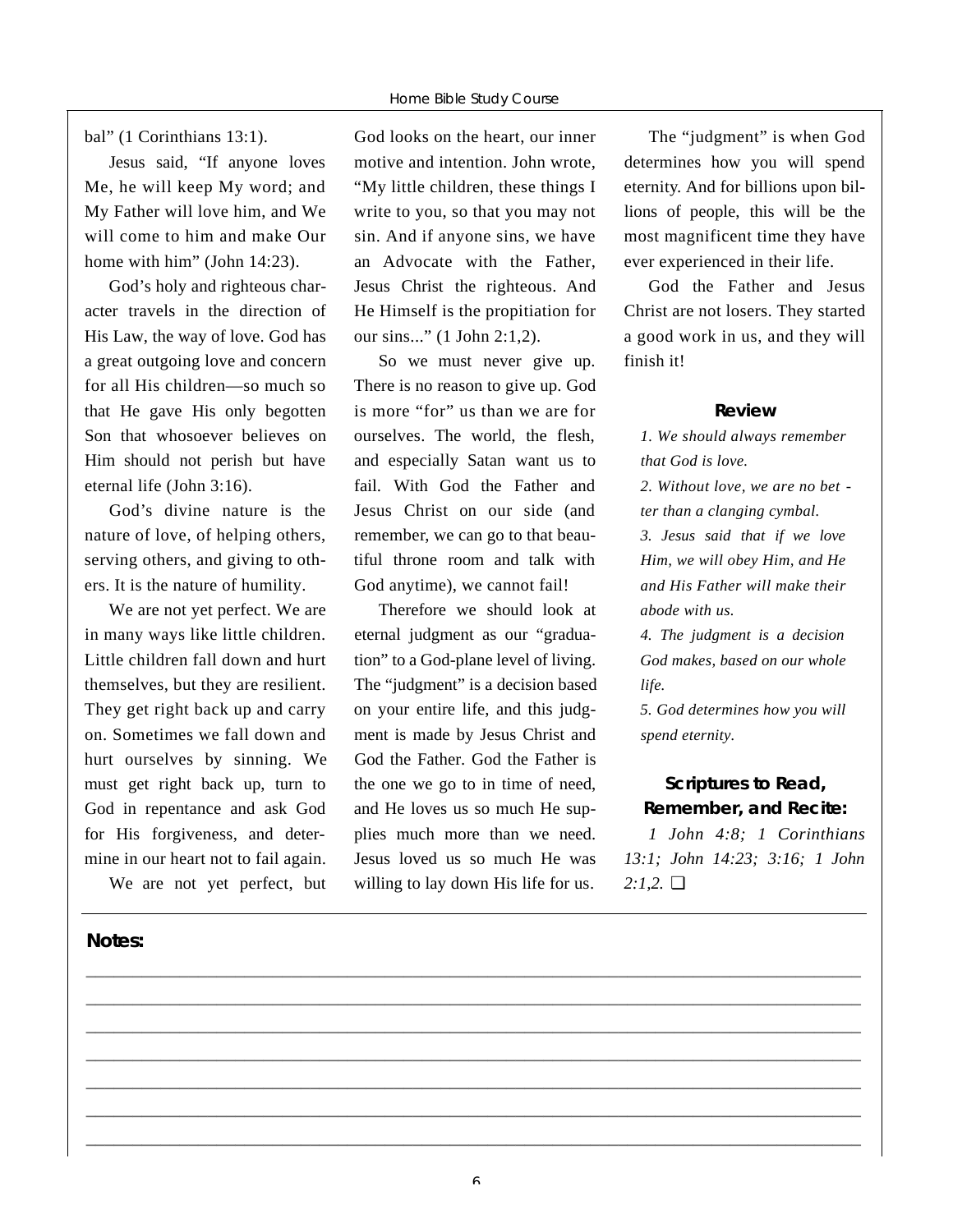bal" (1 Corinthians 13:1).

Jesus said, "If anyone loves Me, he will keep My word; and My Father will love him, and We will come to him and make Our home with him" (John 14:23).

God's holy and righteous character travels in the direction of His Law, the way of love. God has a great outgoing love and concern for all His children—so much so that He gave His only begotten Son that whosoever believes on Him should not perish but have eternal life (John 3:16).

God's divine nature is the nature of love, of helping others, serving others, and giving to others. It is the nature of humility.

We are not yet perfect. We are in many ways like little children. Little children fall down and hurt themselves, but they are resilient. They get right back up and carry on. Sometimes we fall down and hurt ourselves by sinning. We must get right back up, turn to God in repentance and ask God for His forgiveness, and determine in our heart not to fail again.

We are not yet perfect, but God looks on the heart, our inner motive and intention. John wrote, "My little children, these things I write to you, so that you may not sin. And if anyone sins, we have an Advocate with the Father, Jesus Christ the righteous. And He Himself is the propitiation for our sins..." (1 John 2:1,2).

So we must never give up. There is no reason to give up. God is more "for" us than we are for ourselves. The world, the flesh, and especially Satan want us to fail. With God the Father and Jesus Christ on our side (and remember, we can go to that beautiful throne room and talk with God anytime), we cannot fail!

Therefore we should look at eternal judgment as our "graduation" to a God-plane level of living. The "judgment" is a decision based on your entire life, and this judgment is made by Jesus Christ and God the Father. God the Father is the one we go to in time of need, and He loves us so much He supplies much more than we need. Jesus loved us so much He was willing to lay down His life for us.

The "judgment" is when God determines how you will spend eternity. And for billions upon billions of people, this will be the most magnificent time they have ever experienced in their life.

God the Father and Jesus Christ are not losers. They started a good work in us, and they will finish it!

### Review

*1. We should always remember that God is love.*

*2. Without love, we are no better than a clanging cymbal.*

*3. Jesus said that if we love Him, we will obey Him, and He and His Father will make their abode with us.*

*4. The judgment is a decision God makes, based on our whole life.*

*5. God determines how you will spend eternity.*

### Scriptures to Read, Remember, and Recite:

*1 John 4:8; 1 Corinthians 13:1; John 14:23; 3:16; 1 John 2:1,2.* ❑

**Notes:**

___________________________________________________________________________

___________________________________________________________________________

___________________________________________________________________________

___________________________________________________________________________

___________________________________________________________________________

___________________________________________________________________________

___________________________________________________________________________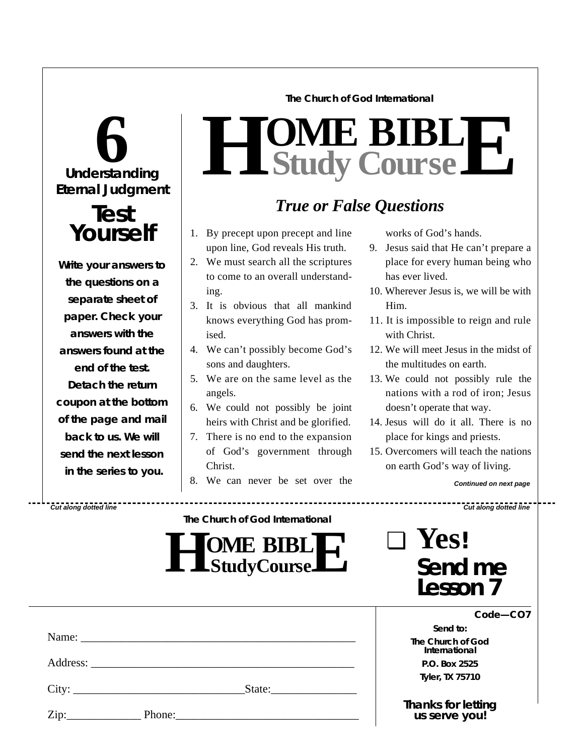The Church of God International

# HOME BIBLE Study Course

## 6

### Understanding Eternal Judgment

## Test Yourself

**Write your answers to the questions on a separate sheet of paper. Check your answers with the answers found at the end of the test. Detach the return coupon at the bottom of the page and mail back to us. We will send the next lesson in the series to you.**

## *True or False Questions*

1. By precept upon precept and line upon line, God reveals His truth.
2. We must search all the scriptures to come to an overall understanding.
3. It is obvious that all mankind knows everything God has promised.
4. We can't possibly become God's sons and daughters.
5. We are on the same level as the angels.
6. We could not possibly be joint heirs with Christ and be glorified.
7. There is no end to the expansion of God's government through Christ.
8. We can never be set over the works of God's hands.
9. Jesus said that He can't prepare a place for every human being who has ever lived.
10. Wherever Jesus is, we will be with Him.
11. It is impossible to reign and rule with Christ.
12. We will meet Jesus in the midst of the multitudes on earth.
13. We could not possibly rule the nations with a rod of iron; Jesus doesn't operate that way.
14. Jesus will do it all. There is no place for kings and priests.
15. Overcomers will teach the nations on earth God's way of living.

*Continued on next page*

*Cut along dotted line* - - - - - - - - - - - - - - - - - - - - - - - - - - - - - - *Cut along dotted line*

The Church of God International

**HOME BIBLE StudyCourse**

❑ **Yes! Send me Lesson 7**

**Code—CO7**

Name: ______________________________________________

Address: ____________________________________________

City: ___________________________ State: _______________

Zip: _____________ Phone: ______________________________

**Send to:**
**The Church of God International**
**P.O. Box 2525**
**Tyler, TX 75710**

**Thanks for letting us serve you!**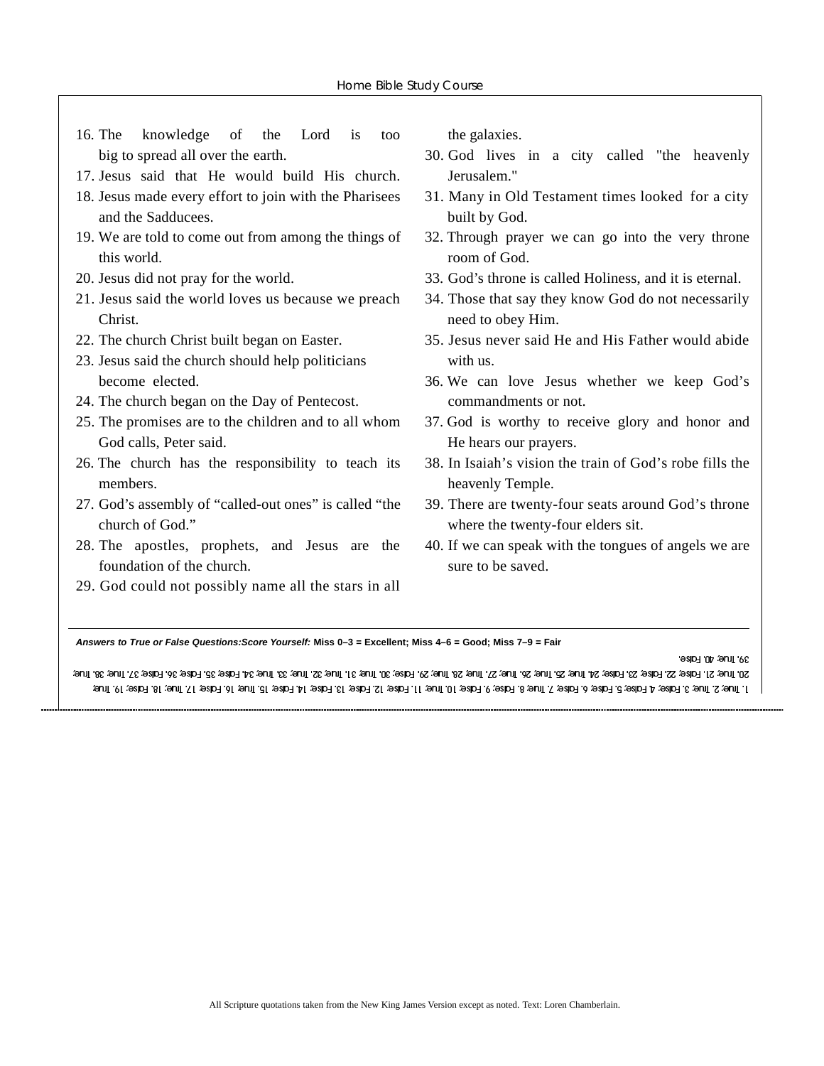16. The knowledge of the Lord is too big to spread all over the earth.
17. Jesus said that He would build His church.
18. Jesus made every effort to join with the Pharisees and the Sadducees.
19. We are told to come out from among the things of this world.
20. Jesus did not pray for the world.
21. Jesus said the world loves us because we preach Christ.
22. The church Christ built began on Easter.
23. Jesus said the church should help politicians become elected.
24. The church began on the Day of Pentecost.
25. The promises are to the children and to all whom God calls, Peter said.
26. The church has the responsibility to teach its members.
27. God's assembly of "called-out ones" is called "the church of God."
28. The apostles, prophets, and Jesus are the foundation of the church.
29. God could not possibly name all the stars in all the galaxies.
30. God lives in a city called "the heavenly Jerusalem."
31. Many in Old Testament times looked for a city built by God.
32. Through prayer we can go into the very throne room of God.
33. God's throne is called Holiness, and it is eternal.
34. Those that say they know God do not necessarily need to obey Him.
35. Jesus never said He and His Father would abide with us.
36. We can love Jesus whether we keep God's commandments or not.
37. God is worthy to receive glory and honor and He hears our prayers.
38. In Isaiah's vision the train of God's robe fills the heavenly Temple.
39. There are twenty-four seats around God's throne where the twenty-four elders sit.
40. If we can speak with the tongues of angels we are sure to be saved.

---

***Answers to True or False Questions:Score Yourself:*** **Miss 0–3 = Excellent; Miss 4–6 = Good; Miss 7–9 = Fair**

1. True; 2. True; 3. False; 4 False; 5. False; 6. False; 7. True; 8. False; 9. False; 10. True; 11. False; 12. False; 13. False; 14. False; 15. True; 16. False; 17. True; 18. False; 19. True; 20. True; 21. False; 22. False; 23. False; 24. True; 25. True; 26. True; 27. True; 28. True; 29. False; 30. True; 31. True; 32. True; 33. True; 34. False; 35. False; 36. False; 37. True; 38. True; 39. True; 40. False.

All Scripture quotations taken from the New King James Version except as noted. Text: Loren Chamberlain.